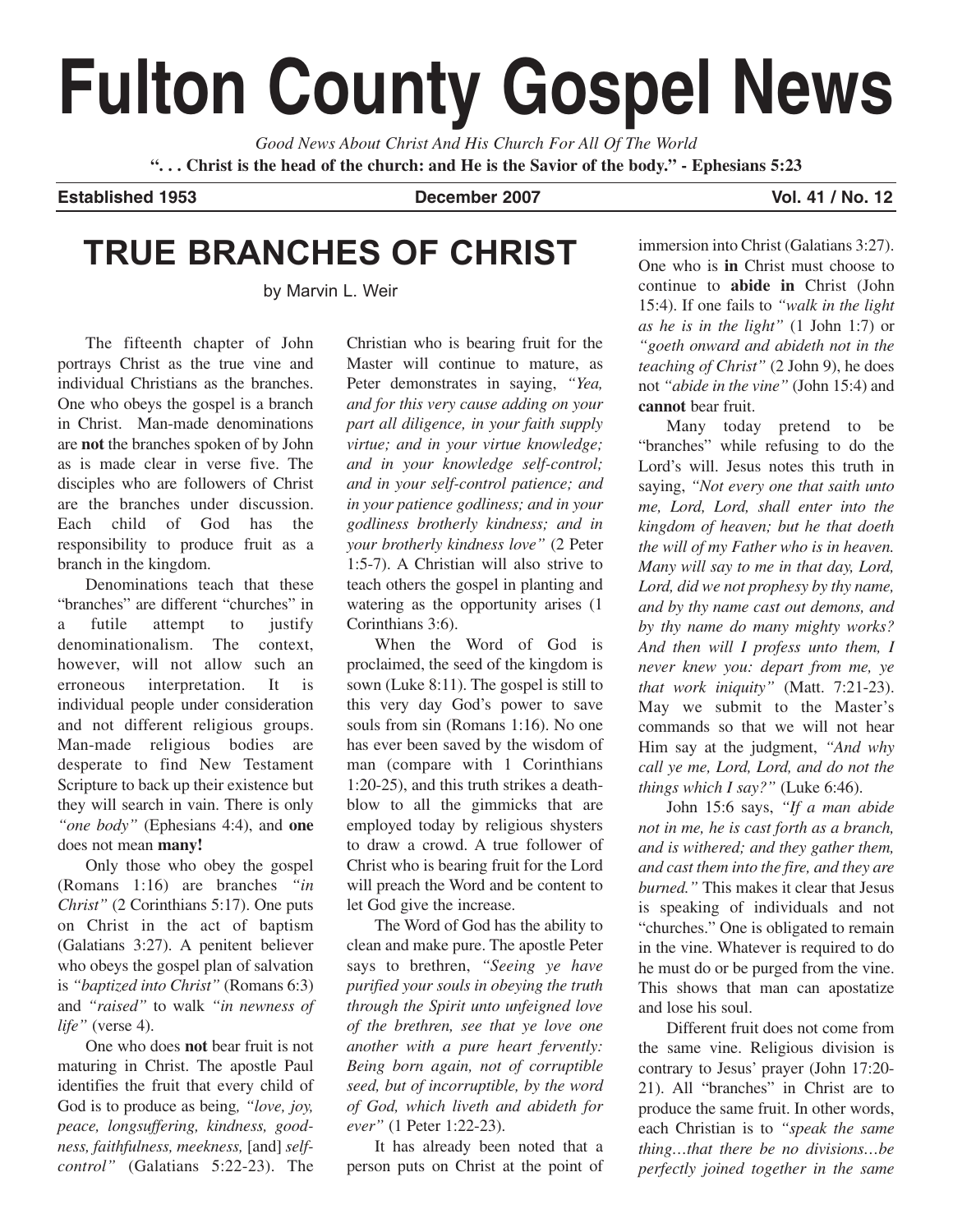# Fulton County Gospel News

*Good News About Christ And His Church For All Of The World*

**". . . Christ is the head of the church: and He is the Savior of the body." - Ephesians 5:23**

**Established 1953** | **December 2007** | **Vol. 41 / No. 12**

## TRUE BRANCHES OF CHRIST

by Marvin L. Weir

The fifteenth chapter of John portrays Christ as the true vine and individual Christians as the branches. One who obeys the gospel is a branch in Christ. Man-made denominations are **not** the branches spoken of by John as is made clear in verse five. The disciples who are followers of Christ are the branches under discussion. Each child of God has the responsibility to produce fruit as a branch in the kingdom.

Denominations teach that these "branches" are different "churches" in a futile attempt to justify denominationalism. The context, however, will not allow such an erroneous interpretation. It is individual people under consideration and not different religious groups. Man-made religious bodies are desperate to find New Testament Scripture to back up their existence but they will search in vain. There is only *"one body"* (Ephesians 4:4), and **one** does not mean **many!**

Only those who obey the gospel (Romans 1:16) are branches *"in Christ"* (2 Corinthians 5:17). One puts on Christ in the act of baptism (Galatians 3:27). A penitent believer who obeys the gospel plan of salvation is *"baptized into Christ"* (Romans 6:3) and *"raised"* to walk *"in newness of life"* (verse 4).

One who does **not** bear fruit is not maturing in Christ. The apostle Paul identifies the fruit that every child of God is to produce as being, *"love, joy, peace, longsuffering, kindness, goodness, faithfulness, meekness,* [and] *self-control"* (Galatians 5:22-23). The Christian who is bearing fruit for the Master will continue to mature, as Peter demonstrates in saying, *"Yea, and for this very cause adding on your part all diligence, in your faith supply virtue; and in your virtue knowledge; and in your knowledge self-control; and in your self-control patience; and in your patience godliness; and in your godliness brotherly kindness; and in your brotherly kindness love"* (2 Peter 1:5-7). A Christian will also strive to teach others the gospel in planting and watering as the opportunity arises (1 Corinthians 3:6).

When the Word of God is proclaimed, the seed of the kingdom is sown (Luke 8:11). The gospel is still to this very day God's power to save souls from sin (Romans 1:16). No one has ever been saved by the wisdom of man (compare with 1 Corinthians 1:20-25), and this truth strikes a death-blow to all the gimmicks that are employed today by religious shysters to draw a crowd. A true follower of Christ who is bearing fruit for the Lord will preach the Word and be content to let God give the increase.

The Word of God has the ability to clean and make pure. The apostle Peter says to brethren, *"Seeing ye have purified your souls in obeying the truth through the Spirit unto unfeigned love of the brethren, see that ye love one another with a pure heart fervently: Being born again, not of corruptible seed, but of incorruptible, by the word of God, which liveth and abideth for ever"* (1 Peter 1:22-23).

It has already been noted that a person puts on Christ at the point of immersion into Christ (Galatians 3:27). One who is **in** Christ must choose to continue to **abide in** Christ (John 15:4). If one fails to *"walk in the light as he is in the light"* (1 John 1:7) or *"goeth onward and abideth not in the teaching of Christ"* (2 John 9), he does not *"abide in the vine"* (John 15:4) and **cannot** bear fruit.

Many today pretend to be "branches" while refusing to do the Lord's will. Jesus notes this truth in saying, *"Not every one that saith unto me, Lord, Lord, shall enter into the kingdom of heaven; but he that doeth the will of my Father who is in heaven. Many will say to me in that day, Lord, Lord, did we not prophesy by thy name, and by thy name cast out demons, and by thy name do many mighty works? And then will I profess unto them, I never knew you: depart from me, ye that work iniquity"* (Matt. 7:21-23). May we submit to the Master's commands so that we will not hear Him say at the judgment, *"And why call ye me, Lord, Lord, and do not the things which I say?"* (Luke 6:46).

John 15:6 says, *"If a man abide not in me, he is cast forth as a branch, and is withered; and they gather them, and cast them into the fire, and they are burned."* This makes it clear that Jesus is speaking of individuals and not "churches." One is obligated to remain in the vine. Whatever is required to do he must do or be purged from the vine. This shows that man can apostatize and lose his soul.

Different fruit does not come from the same vine. Religious division is contrary to Jesus' prayer (John 17:20-21). All "branches" in Christ are to produce the same fruit. In other words, each Christian is to *"speak the same thing…that there be no divisions…be perfectly joined together in the same*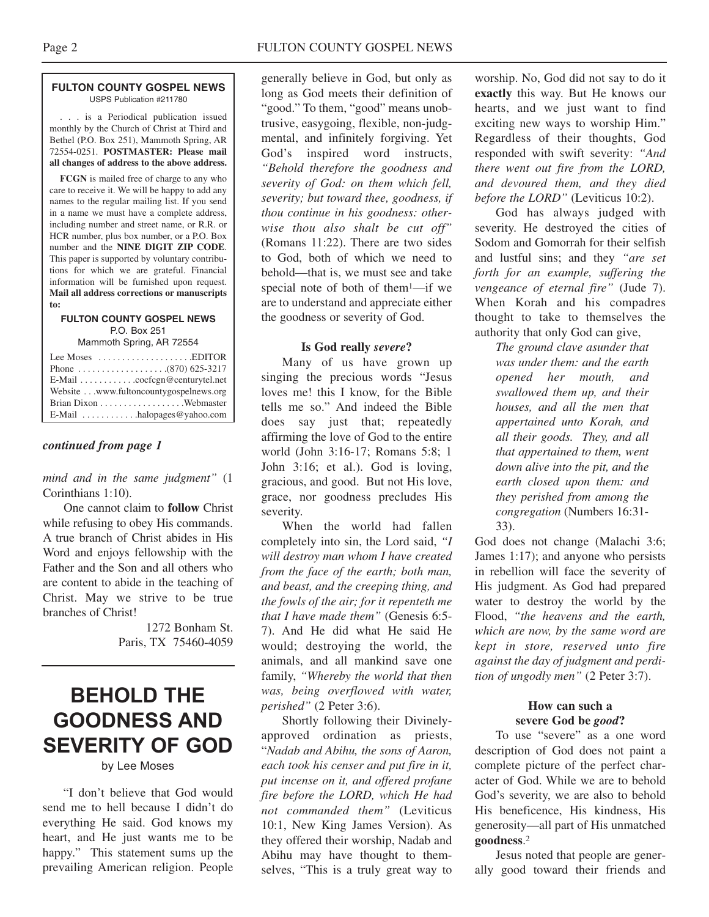**FULTON COUNTY GOSPEL NEWS**
USPS Publication #211780

. . . is a Periodical publication issued monthly by the Church of Christ at Third and Bethel (P.O. Box 251), Mammoth Spring, AR 72554-0251. **POSTMASTER: Please mail all changes of address to the above address.**

**FCGN** is mailed free of charge to any who care to receive it. We will be happy to add any names to the regular mailing list. If you send in a name we must have a complete address, including number and street name, or R.R. or HCR number, plus box number, or a P.O. Box number and the **NINE DIGIT ZIP CODE**. This paper is supported by voluntary contributions for which we are grateful. Financial information will be furnished upon request. **Mail all address corrections or manuscripts to:**

**FULTON COUNTY GOSPEL NEWS**
P.O. Box 251
Mammoth Spring, AR 72554

Lee Moses . . . . . . . . . . . . . . . . . . . .EDITOR
Phone . . . . . . . . . . . . . . . . . . .(870) 625-3217
E-Mail . . . . . . . . . . . .cocfcgn@centurytel.net
Website . . .www.fultoncountygospelnews.org
Brian Dixon . . . . . . . . . . . . . . . . . .Webmaster
E-Mail . . . . . . . . . . . .halopages@yahoo.com

***continued from page 1***

*mind and in the same judgment"* (1 Corinthians 1:10).

One cannot claim to **follow** Christ while refusing to obey His commands. A true branch of Christ abides in His Word and enjoys fellowship with the Father and the Son and all others who are content to abide in the teaching of Christ. May we strive to be true branches of Christ!

1272 Bonham St.
Paris, TX 75460-4059

# BEHOLD THE GOODNESS AND SEVERITY OF GOD

by Lee Moses

"I don't believe that God would send me to hell because I didn't do everything He said. God knows my heart, and He just wants me to be happy." This statement sums up the prevailing American religion. People generally believe in God, but only as long as God meets their definition of "good." To them, "good" means unobtrusive, easygoing, flexible, non-judgmental, and infinitely forgiving. Yet God's inspired word instructs, *"Behold therefore the goodness and severity of God: on them which fell, severity; but toward thee, goodness, if thou continue in his goodness: otherwise thou also shalt be cut off"* (Romans 11:22). There are two sides to God, both of which we need to behold—that is, we must see and take special note of both of them[1]—if we are to understand and appreciate either the goodness or severity of God.

### Is God really *severe*?

Many of us have grown up singing the precious words "Jesus loves me! this I know, for the Bible tells me so." And indeed the Bible does say just that; repeatedly affirming the love of God to the entire world (John 3:16-17; Romans 5:8; 1 John 3:16; et al.). God is loving, gracious, and good. But not His love, grace, nor goodness precludes His severity.

When the world had fallen completely into sin, the Lord said, *"I will destroy man whom I have created from the face of the earth; both man, and beast, and the creeping thing, and the fowls of the air; for it repenteth me that I have made them"* (Genesis 6:5-7). And He did what He said He would; destroying the world, the animals, and all mankind save one family, *"Whereby the world that then was, being overflowed with water, perished"* (2 Peter 3:6).

Shortly following their Divinely-approved ordination as priests, "*Nadab and Abihu, the sons of Aaron, each took his censer and put fire in it, put incense on it, and offered profane fire before the LORD, which He had not commanded them"* (Leviticus 10:1, New King James Version). As they offered their worship, Nadab and Abihu may have thought to themselves, "This is a truly great way to worship. No, God did not say to do it **exactly** this way. But He knows our hearts, and we just want to find exciting new ways to worship Him." Regardless of their thoughts, God responded with swift severity: *"And there went out fire from the LORD, and devoured them, and they died before the LORD"* (Leviticus 10:2).

God has always judged with severity. He destroyed the cities of Sodom and Gomorrah for their selfish and lustful sins; and they *"are set forth for an example, suffering the vengeance of eternal fire"* (Jude 7). When Korah and his compadres thought to take to themselves the authority that only God can give,

> *The ground clave asunder that was under them: and the earth opened her mouth, and swallowed them up, and their houses, and all the men that appertained unto Korah, and all their goods. They, and all that appertained to them, went down alive into the pit, and the earth closed upon them: and they perished from among the congregation* (Numbers 16:31-33).

God does not change (Malachi 3:6; James 1:17); and anyone who persists in rebellion will face the severity of His judgment. As God had prepared water to destroy the world by the Flood, *"the heavens and the earth, which are now, by the same word are kept in store, reserved unto fire against the day of judgment and perdition of ungodly men"* (2 Peter 3:7).

### How can such a severe God be *good*?

To use "severe" as a one word description of God does not paint a complete picture of the perfect character of God. While we are to behold God's severity, we are also to behold His beneficence, His kindness, His generosity—all part of His unmatched **goodness**.[2]

Jesus noted that people are generally good toward their friends and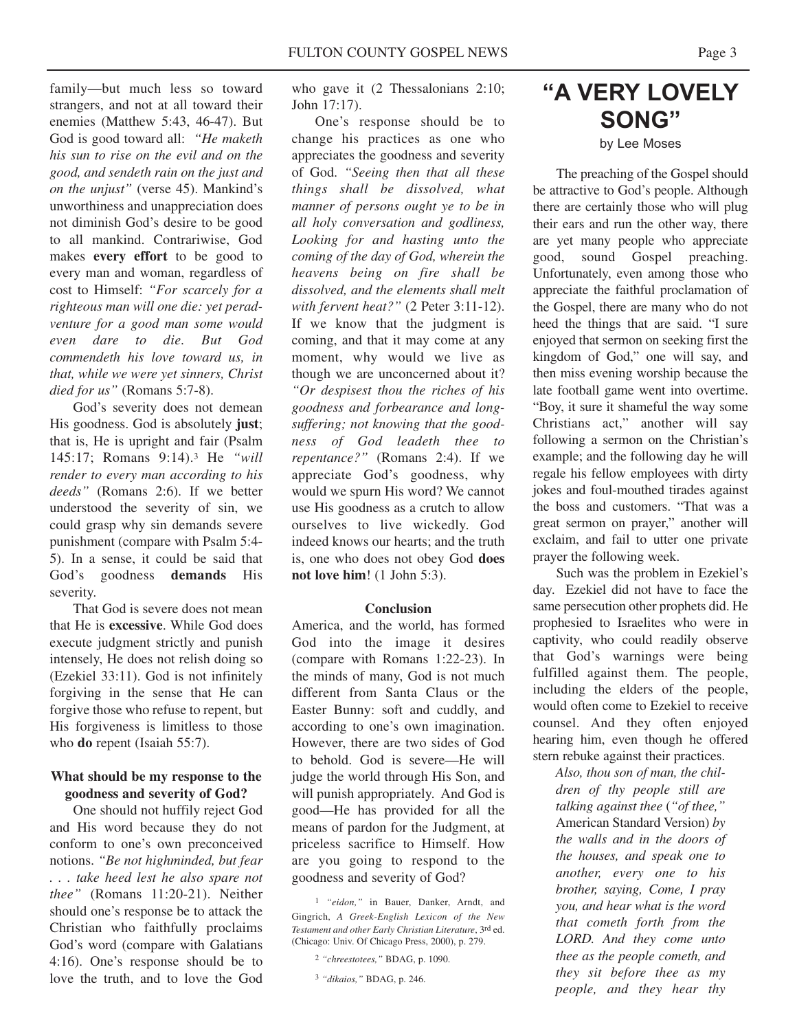family—but much less so toward strangers, and not at all toward their enemies (Matthew 5:43, 46-47). But God is good toward all: *"He maketh his sun to rise on the evil and on the good, and sendeth rain on the just and on the unjust"* (verse 45). Mankind's unworthiness and unappreciation does not diminish God's desire to be good to all mankind. Contrariwise, God makes **every effort** to be good to every man and woman, regardless of cost to Himself: *"For scarcely for a righteous man will one die: yet peradventure for a good man some would even dare to die. But God commendeth his love toward us, in that, while we were yet sinners, Christ died for us"* (Romans 5:7-8).

God's severity does not demean His goodness. God is absolutely **just**; that is, He is upright and fair (Psalm 145:17; Romans 9:14).[3] He *"will render to every man according to his deeds"* (Romans 2:6). If we better understood the severity of sin, we could grasp why sin demands severe punishment (compare with Psalm 5:4-5). In a sense, it could be said that God's goodness **demands** His severity.

That God is severe does not mean that He is **excessive**. While God does execute judgment strictly and punish intensely, He does not relish doing so (Ezekiel 33:11). God is not infinitely forgiving in the sense that He can forgive those who refuse to repent, but His forgiveness is limitless to those who **do** repent (Isaiah 55:7).

**What should be my response to the goodness and severity of God?**

One should not huffily reject God and His word because they do not conform to one's own preconceived notions. *"Be not highminded, but fear . . . take heed lest he also spare not thee"* (Romans 11:20-21). Neither should one's response be to attack the Christian who faithfully proclaims God's word (compare with Galatians 4:16). One's response should be to love the truth, and to love the God who gave it (2 Thessalonians 2:10; John 17:17).

One's response should be to change his practices as one who appreciates the goodness and severity of God. *"Seeing then that all these things shall be dissolved, what manner of persons ought ye to be in all holy conversation and godliness, Looking for and hasting unto the coming of the day of God, wherein the heavens being on fire shall be dissolved, and the elements shall melt with fervent heat?"* (2 Peter 3:11-12). If we know that the judgment is coming, and that it may come at any moment, why would we live as though we are unconcerned about it? *"Or despisest thou the riches of his goodness and forbearance and longsuffering; not knowing that the goodness of God leadeth thee to repentance?"* (Romans 2:4). If we appreciate God's goodness, why would we spurn His word? We cannot use His goodness as a crutch to allow ourselves to live wickedly. God indeed knows our hearts; and the truth is, one who does not obey God **does not love him**! (1 John 5:3).

**Conclusion**

America, and the world, has formed God into the image it desires (compare with Romans 1:22-23). In the minds of many, God is not much different from Santa Claus or the Easter Bunny: soft and cuddly, and according to one's own imagination. However, there are two sides of God to behold. God is severe—He will judge the world through His Son, and will punish appropriately. And God is good—He has provided for all the means of pardon for the Judgment, at priceless sacrifice to Himself. How are you going to respond to the goodness and severity of God?

[1] *"eidon,"* in Bauer, Danker, Arndt, and Gingrich, *A Greek-English Lexicon of the New Testament and other Early Christian Literature*, 3rd ed. (Chicago: Univ. Of Chicago Press, 2000), p. 279.

[2] *"chreestotees,"* BDAG, p. 1090.

[3] *"dikaios,"* BDAG, p. 246.

# "A VERY LOVELY SONG"

by Lee Moses

The preaching of the Gospel should be attractive to God's people. Although there are certainly those who will plug their ears and run the other way, there are yet many people who appreciate good, sound Gospel preaching. Unfortunately, even among those who appreciate the faithful proclamation of the Gospel, there are many who do not heed the things that are said. "I sure enjoyed that sermon on seeking first the kingdom of God," one will say, and then miss evening worship because the late football game went into overtime. "Boy, it sure it shameful the way some Christians act," another will say following a sermon on the Christian's example; and the following day he will regale his fellow employees with dirty jokes and foul-mouthed tirades against the boss and customers. "That was a great sermon on prayer," another will exclaim, and fail to utter one private prayer the following week.

Such was the problem in Ezekiel's day. Ezekiel did not have to face the same persecution other prophets did. He prophesied to Israelites who were in captivity, who could readily observe that God's warnings were being fulfilled against them. The people, including the elders of the people, would often come to Ezekiel to receive counsel. And they often enjoyed hearing him, even though he offered stern rebuke against their practices.

> *Also, thou son of man, the children of thy people still are talking against thee* (*"of thee,"* American Standard Version) *by the walls and in the doors of the houses, and speak one to another, every one to his brother, saying, Come, I pray you, and hear what is the word that cometh forth from the LORD. And they come unto thee as the people cometh, and they sit before thee as my people, and they hear thy*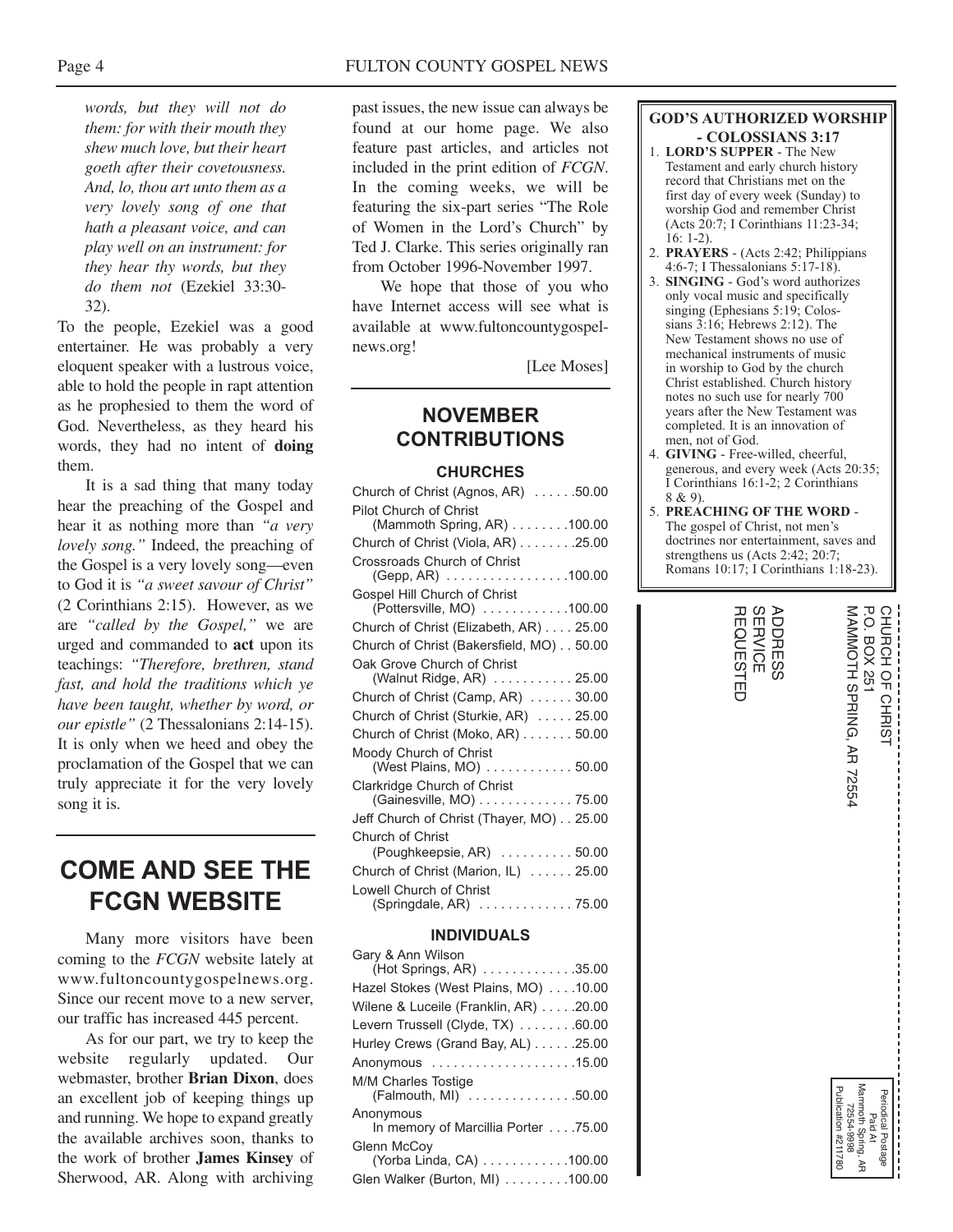*words, but they will not do them: for with their mouth they shew much love, but their heart goeth after their covetousness. And, lo, thou art unto them as a very lovely song of one that hath a pleasant voice, and can play well on an instrument: for they hear thy words, but they do them not* (Ezekiel 33:30-32).

To the people, Ezekiel was a good entertainer. He was probably a very eloquent speaker with a lustrous voice, able to hold the people in rapt attention as he prophesied to them the word of God. Nevertheless, as they heard his words, they had no intent of **doing** them.

It is a sad thing that many today hear the preaching of the Gospel and hear it as nothing more than *"a very lovely song."* Indeed, the preaching of the Gospel is a very lovely song—even to God it is *"a sweet savour of Christ"* (2 Corinthians 2:15). However, as we are *"called by the Gospel,"* we are urged and commanded to **act** upon its teachings: *"Therefore, brethren, stand fast, and hold the traditions which ye have been taught, whether by word, or our epistle"* (2 Thessalonians 2:14-15). It is only when we heed and obey the proclamation of the Gospel that we can truly appreciate it for the very lovely song it is.

## COME AND SEE THE FCGN WEBSITE

Many more visitors have been coming to the *FCGN* website lately at www.fultoncountygospelnews.org. Since our recent move to a new server, our traffic has increased 445 percent.

As for our part, we try to keep the website regularly updated. Our webmaster, brother **Brian Dixon**, does an excellent job of keeping things up and running. We hope to expand greatly the available archives soon, thanks to the work of brother **James Kinsey** of Sherwood, AR. Along with archiving past issues, the new issue can always be found at our home page. We also feature past articles, and articles not included in the print edition of *FCGN*. In the coming weeks, we will be featuring the six-part series "The Role of Women in the Lord's Church" by Ted J. Clarke. This series originally ran from October 1996-November 1997.

We hope that those of you who have Internet access will see what is available at www.fultoncountygospelnews.org!

[Lee Moses]

## NOVEMBER CONTRIBUTIONS

### CHURCHES

| | |
|---|---|
| Church of Christ (Agnos, AR) | 50.00 |
| Pilot Church of Christ (Mammoth Spring, AR) | 100.00 |
| Church of Christ (Viola, AR) | 25.00 |
| Crossroads Church of Christ (Gepp, AR) | 100.00 |
| Gospel Hill Church of Christ (Pottersville, MO) | 100.00 |
| Church of Christ (Elizabeth, AR) | 25.00 |
| Church of Christ (Bakersfield, MO) | 50.00 |
| Oak Grove Church of Christ (Walnut Ridge, AR) | 25.00 |
| Church of Christ (Camp, AR) | 30.00 |
| Church of Christ (Sturkie, AR) | 25.00 |
| Church of Christ (Moko, AR) | 50.00 |
| Moody Church of Christ (West Plains, MO) | 50.00 |
| Clarkridge Church of Christ (Gainesville, MO) | 75.00 |
| Jeff Church of Christ (Thayer, MO) | 25.00 |
| Church of Christ (Poughkeepsie, AR) | 50.00 |
| Church of Christ (Marion, IL) | 25.00 |
| Lowell Church of Christ (Springdale, AR) | 75.00 |

### INDIVIDUALS

| | |
|---|---|
| Gary & Ann Wilson (Hot Springs, AR) | 35.00 |
| Hazel Stokes (West Plains, MO) | 10.00 |
| Wilene & Luceile (Franklin, AR) | 20.00 |
| Levern Trussell (Clyde, TX) | 60.00 |
| Hurley Crews (Grand Bay, AL) | 25.00 |
| Anonymous | 15.00 |
| M/M Charles Tostige (Falmouth, MI) | 50.00 |
| Anonymous In memory of Marcillia Porter | 75.00 |
| Glenn McCoy (Yorba Linda, CA) | 100.00 |
| Glen Walker (Burton, MI) | 100.00 |

### GOD'S AUTHORIZED WORSHIP - COLOSSIANS 3:17

1. **LORD'S SUPPER** - The New Testament and early church history record that Christians met on the first day of every week (Sunday) to worship God and remember Christ (Acts 20:7; I Corinthians 11:23-34; 16: 1-2).
2. **PRAYERS** - (Acts 2:42; Philippians 4:6-7; I Thessalonians 5:17-18).
3. **SINGING** - God's word authorizes only vocal music and specifically singing (Ephesians 5:19; Colossians 3:16; Hebrews 2:12). The New Testament shows no use of mechanical instruments of music in worship to God by the church Christ established. Church history notes no such use for nearly 700 years after the New Testament was completed. It is an innovation of men, not of God.
4. **GIVING** - Free-willed, cheerful, generous, and every week (Acts 20:35; I Corinthians 16:1-2; 2 Corinthians 8 & 9).
5. **PREACHING OF THE WORD** - The gospel of Christ, not men's doctrines nor entertainment, saves and strengthens us (Acts 2:42; 20:7; Romans 10:17; I Corinthians 1:18-23).

CHURCH OF CHRIST
P.O. BOX 251
MAMMOTH SPRING, AR 72554

ADDRESS SERVICE REQUESTED

Periodical Postage Paid At Mammoth Spring, AR 72554-9998 Publication #211780